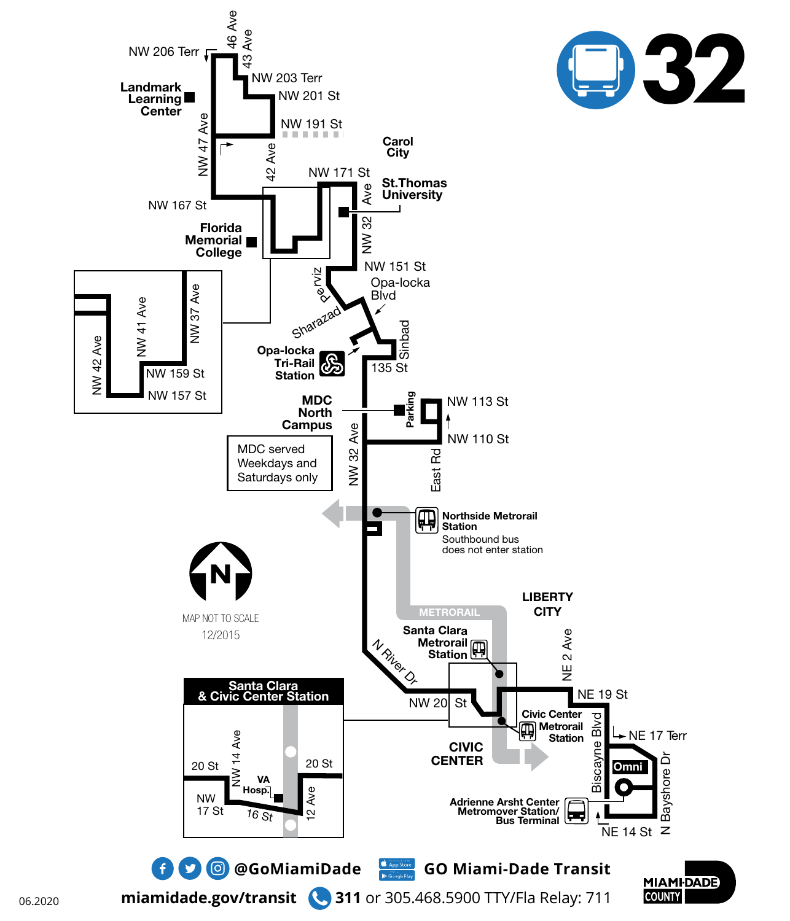# 32

**Landmark Learning Center**

NW 206 Terr
46 Ave
43 Ave
NW 203 Terr
NW 201 St
NW 191 St
NW 47 Ave
42 Ave

**Carol City**

NW 171 St

**St.Thomas University**

NW 167 St

**Florida Memorial College**

NW 32 Ave

NW 42 Ave
NW 41 Ave
NW 37 Ave
NW 159 St
NW 157 St

NW 151 St
Perviz
Opa-locka Blvd
Sharazad

**Opa-locka Tri-Rail Station**

Sinbad
135 St

**MDC North Campus**

Parking
NW 113 St
NW 110 St
East Rd
NW 32 Ave

MDC served Weekdays and Saturdays only

**Northside Metrorail Station**
Southbound bus does not enter station

MAP NOT TO SCALE
12/2015

METRORAIL

**LIBERTY CITY**

**Santa Clara Metrorail Station**

N River Dr
NE 2 Ave
NW 20 St
NE 19 St

**Civic Center Metrorail Station**

**CIVIC CENTER**

Biscayne Blvd
NE 17 Terr
Omni
N Bayshore Dr

**Adrienne Arsht Center Metromover Station/ Bus Terminal**

NE 14 St

**Santa Clara & Civic Center Station**

20 St
NW 14 Ave
VA Hosp.
20 St
NW 17 St
16 St
12 Ave

@GoMiamiDade
GO Miami-Dade Transit
miamidade.gov/transit
**311** or 305.468.5900 TTY/Fla Relay: 711

MIAMI-DADE COUNTY

06.2020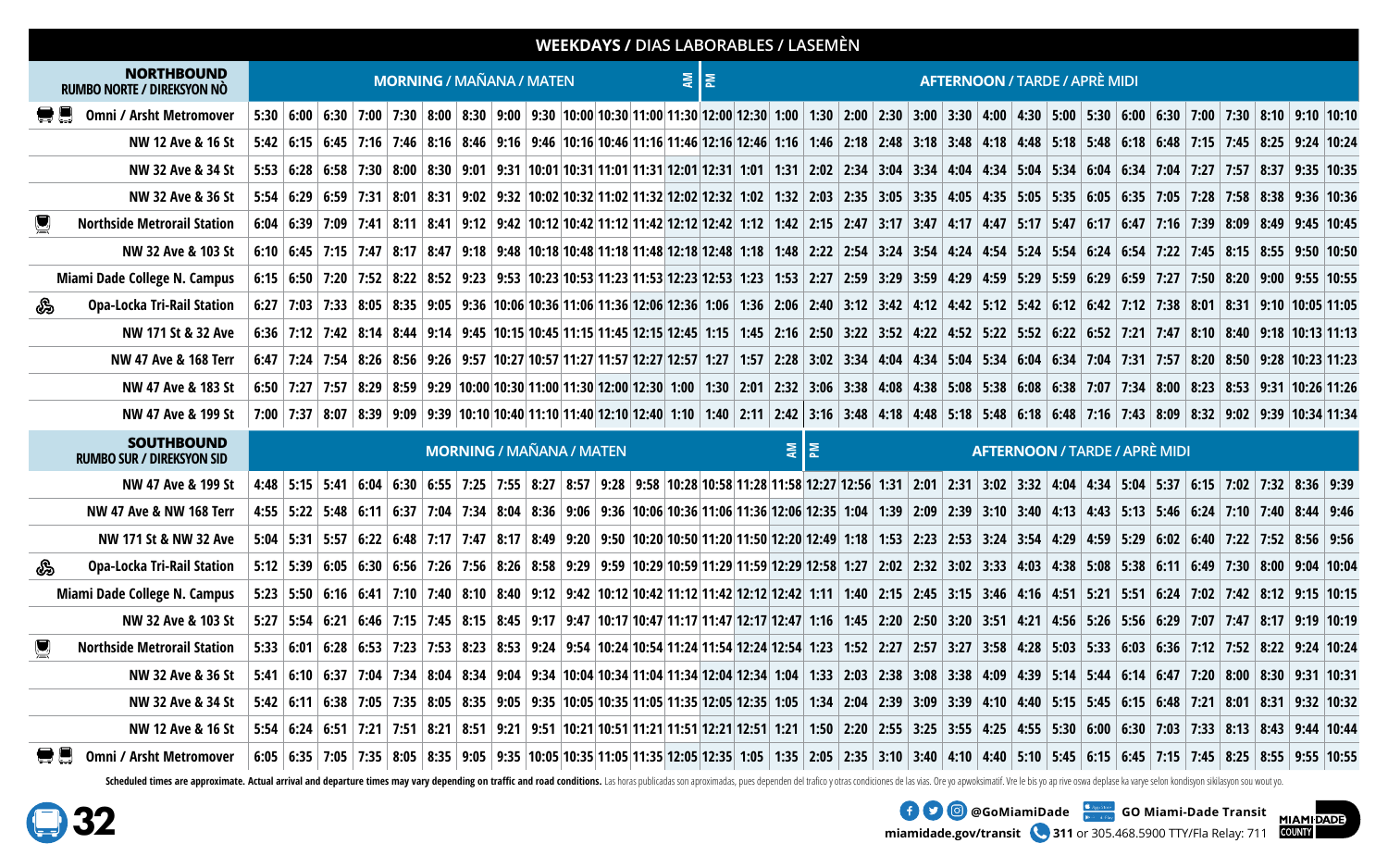# WEEKDAYS / DIAS LABORABLES / LASEMÈN

## NORTHBOUND / RUMBO NORTE / DIREKSYON NÒ

MORNING / MAÑANA / MATEN — AM | PM — AFTERNOON / TARDE / APRÈ MIDI

| Stop | | | | | | | | | | | | | | | | | | | | | | | | | | | | | | | | | | | | |
|---|---|---|---|---|---|---|---|---|---|---|---|---|---|---|---|---|---|---|---|---|---|---|---|---|---|---|---|---|---|---|---|---|---|---|---|---|
| Omni / Arsht Metromover | 5:30 | 6:00 | 6:30 | 7:00 | 7:30 | 8:00 | 8:30 | 9:00 | 9:30 | 10:00 | 10:30 | 11:00 | 11:30 | 12:00 | 12:30 | 1:00 | 1:30 | 2:00 | 2:30 | 3:00 | 3:30 | 4:00 | 4:30 | 5:00 | 5:30 | 6:00 | 6:30 | 7:00 | 7:30 | 8:10 | 9:10 | 10:10 |
| NW 12 Ave & 16 St | 5:42 | 6:15 | 6:45 | 7:16 | 7:46 | 8:16 | 8:46 | 9:16 | 9:46 | 10:16 | 10:46 | 11:16 | 11:46 | 12:16 | 12:46 | 1:16 | 1:46 | 2:18 | 2:48 | 3:18 | 3:48 | 4:18 | 4:48 | 5:18 | 5:48 | 6:18 | 6:48 | 7:15 | 7:45 | 8:25 | 9:24 | 10:24 |
| NW 32 Ave & 34 St | 5:53 | 6:28 | 6:58 | 7:30 | 8:00 | 8:30 | 9:01 | 9:31 | 10:01 | 10:31 | 11:01 | 11:31 | 12:01 | 12:31 | 1:01 | 1:31 | 2:02 | 2:34 | 3:04 | 3:34 | 4:04 | 4:34 | 5:04 | 5:34 | 6:04 | 6:34 | 7:04 | 7:27 | 7:57 | 8:37 | 9:35 | 10:35 |
| NW 32 Ave & 36 St | 5:54 | 6:29 | 6:59 | 7:31 | 8:01 | 8:31 | 9:02 | 9:32 | 10:02 | 10:32 | 11:02 | 11:32 | 12:02 | 12:32 | 1:02 | 1:32 | 2:03 | 2:35 | 3:05 | 3:35 | 4:05 | 4:35 | 5:05 | 5:35 | 6:05 | 6:35 | 7:05 | 7:28 | 7:58 | 8:38 | 9:36 | 10:36 |
| Northside Metrorail Station | 6:04 | 6:39 | 7:09 | 7:41 | 8:11 | 8:41 | 9:12 | 9:42 | 10:12 | 10:42 | 11:12 | 11:42 | 12:12 | 12:42 | 1:12 | 1:42 | 2:15 | 2:47 | 3:17 | 3:47 | 4:17 | 4:47 | 5:17 | 5:47 | 6:17 | 6:47 | 7:16 | 7:39 | 8:09 | 8:49 | 9:45 | 10:45 |
| NW 32 Ave & 103 St | 6:10 | 6:45 | 7:15 | 7:47 | 8:17 | 8:47 | 9:18 | 9:48 | 10:18 | 10:48 | 11:18 | 11:48 | 12:18 | 12:48 | 1:18 | 1:48 | 2:22 | 2:54 | 3:24 | 3:54 | 4:24 | 4:54 | 5:24 | 5:54 | 6:24 | 6:54 | 7:22 | 7:45 | 8:15 | 8:55 | 9:50 | 10:50 |
| Miami Dade College N. Campus | 6:15 | 6:50 | 7:20 | 7:52 | 8:22 | 8:52 | 9:23 | 9:53 | 10:23 | 10:53 | 11:23 | 11:53 | 12:23 | 12:53 | 1:23 | 1:53 | 2:27 | 2:59 | 3:29 | 3:59 | 4:29 | 4:59 | 5:29 | 5:59 | 6:29 | 6:59 | 7:27 | 7:50 | 8:20 | 9:00 | 9:55 | 10:55 |
| Opa-Locka Tri-Rail Station | 6:27 | 7:03 | 7:33 | 8:05 | 8:35 | 9:05 | 9:36 | 10:06 | 10:36 | 11:06 | 11:36 | 12:06 | 12:36 | 1:06 | 1:36 | 2:06 | 2:40 | 3:12 | 3:42 | 4:12 | 4:42 | 5:12 | 5:42 | 6:12 | 6:42 | 7:12 | 7:38 | 8:01 | 8:31 | 9:10 | 10:05 | 11:05 |
| NW 171 St & 32 Ave | 6:36 | 7:12 | 7:42 | 8:14 | 8:44 | 9:14 | 9:45 | 10:15 | 10:45 | 11:15 | 11:45 | 12:15 | 12:45 | 1:15 | 1:45 | 2:16 | 2:50 | 3:22 | 3:52 | 4:22 | 4:52 | 5:22 | 5:52 | 6:22 | 6:52 | 7:21 | 7:47 | 8:10 | 8:40 | 9:18 | 10:13 | 11:13 |
| NW 47 Ave & 168 Terr | 6:47 | 7:24 | 7:54 | 8:26 | 8:56 | 9:26 | 9:57 | 10:27 | 10:57 | 11:27 | 11:57 | 12:27 | 12:57 | 1:27 | 1:57 | 2:28 | 3:02 | 3:34 | 4:04 | 4:34 | 5:04 | 5:34 | 6:04 | 6:34 | 7:04 | 7:31 | 7:57 | 8:20 | 8:50 | 9:28 | 10:23 | 11:23 |
| NW 47 Ave & 183 St | 6:50 | 7:27 | 7:57 | 8:29 | 8:59 | 9:29 | 10:00 | 10:30 | 11:00 | 11:30 | 12:00 | 12:30 | 1:00 | 1:30 | 2:01 | 2:32 | 3:06 | 3:38 | 4:08 | 4:38 | 5:08 | 5:38 | 6:08 | 6:38 | 7:07 | 7:34 | 8:00 | 8:23 | 8:53 | 9:31 | 10:26 | 11:26 |
| NW 47 Ave & 199 St | 7:00 | 7:37 | 8:07 | 8:39 | 9:09 | 9:39 | 10:10 | 10:40 | 11:10 | 11:40 | 12:10 | 12:40 | 1:10 | 1:40 | 2:11 | 2:42 | 3:16 | 3:48 | 4:18 | 4:48 | 5:18 | 5:48 | 6:18 | 6:48 | 7:16 | 7:43 | 8:09 | 8:32 | 9:02 | 9:39 | 10:34 | 11:34 |

## SOUTHBOUND / RUMBO SUR / DIREKSYON SID

MORNING / MAÑANA / MATEN — AM | PM — AFTERNOON / TARDE / APRÈ MIDI

| Stop | | | | | | | | | | | | | | | | | | | | | | | | | | | | | | | | | | | | |
|---|---|---|---|---|---|---|---|---|---|---|---|---|---|---|---|---|---|---|---|---|---|---|---|---|---|---|---|---|---|---|---|---|---|---|---|---|
| NW 47 Ave & 199 St | 4:48 | 5:15 | 5:41 | 6:04 | 6:30 | 6:55 | 7:25 | 7:55 | 8:27 | 8:57 | 9:28 | 9:58 | 10:28 | 10:58 | 11:28 | 11:58 | 12:27 | 12:56 | 1:31 | 2:01 | 2:31 | 3:02 | 3:32 | 4:04 | 4:34 | 5:04 | 5:37 | 6:15 | 7:02 | 7:32 | 8:36 | 9:39 |
| NW 47 Ave & NW 168 Terr | 4:55 | 5:22 | 5:48 | 6:11 | 6:37 | 7:04 | 7:34 | 8:04 | 8:36 | 9:06 | 9:36 | 10:06 | 10:36 | 11:06 | 11:36 | 12:06 | 12:35 | 1:04 | 1:39 | 2:09 | 2:39 | 3:10 | 3:40 | 4:13 | 4:43 | 5:13 | 5:46 | 6:24 | 7:10 | 7:40 | 8:44 | 9:46 |
| NW 171 St & NW 32 Ave | 5:04 | 5:31 | 5:57 | 6:22 | 6:48 | 7:17 | 7:47 | 8:17 | 8:49 | 9:20 | 9:50 | 10:20 | 10:50 | 11:20 | 11:50 | 12:20 | 12:49 | 1:18 | 1:53 | 2:23 | 2:53 | 3:24 | 3:54 | 4:29 | 4:59 | 5:29 | 6:02 | 6:40 | 7:22 | 7:52 | 8:56 | 9:56 |
| Opa-Locka Tri-Rail Station | 5:12 | 5:39 | 6:05 | 6:30 | 6:56 | 7:26 | 7:56 | 8:26 | 8:58 | 9:29 | 9:59 | 10:29 | 10:59 | 11:29 | 11:59 | 12:29 | 12:58 | 1:27 | 2:02 | 2:32 | 3:02 | 3:33 | 4:03 | 4:38 | 5:08 | 5:38 | 6:11 | 6:49 | 7:30 | 8:00 | 9:04 | 10:04 |
| Miami Dade College N. Campus | 5:23 | 5:50 | 6:16 | 6:41 | 7:10 | 7:40 | 8:10 | 8:40 | 9:12 | 9:42 | 10:12 | 10:42 | 11:12 | 11:42 | 12:12 | 12:42 | 1:11 | 1:40 | 2:15 | 2:45 | 3:15 | 3:46 | 4:16 | 4:51 | 5:21 | 5:51 | 6:24 | 7:02 | 7:42 | 8:12 | 9:15 | 10:15 |
| NW 32 Ave & 103 St | 5:27 | 5:54 | 6:21 | 6:46 | 7:15 | 7:45 | 8:15 | 8:45 | 9:17 | 9:47 | 10:17 | 10:47 | 11:17 | 11:47 | 12:17 | 12:47 | 1:16 | 1:45 | 2:20 | 2:50 | 3:20 | 3:51 | 4:21 | 4:56 | 5:26 | 5:56 | 6:29 | 7:07 | 7:47 | 8:17 | 9:19 | 10:19 |
| Northside Metrorail Station | 5:33 | 6:01 | 6:28 | 6:53 | 7:23 | 7:53 | 8:23 | 8:53 | 9:24 | 9:54 | 10:24 | 10:54 | 11:24 | 11:54 | 12:24 | 12:54 | 1:23 | 1:52 | 2:27 | 2:57 | 3:27 | 3:58 | 4:28 | 5:03 | 5:33 | 6:03 | 6:36 | 7:12 | 7:52 | 8:22 | 9:24 | 10:24 |
| NW 32 Ave & 36 St | 5:41 | 6:10 | 6:37 | 7:04 | 7:34 | 8:04 | 8:34 | 9:04 | 9:34 | 10:04 | 10:34 | 11:04 | 11:34 | 12:04 | 12:34 | 1:04 | 1:33 | 2:03 | 2:38 | 3:08 | 3:38 | 4:09 | 4:39 | 5:14 | 5:44 | 6:14 | 6:47 | 7:20 | 8:00 | 8:30 | 9:31 | 10:31 |
| NW 32 Ave & 34 St | 5:42 | 6:11 | 6:38 | 7:05 | 7:35 | 8:05 | 8:35 | 9:05 | 9:35 | 10:05 | 10:35 | 11:05 | 11:35 | 12:05 | 12:35 | 1:05 | 1:34 | 2:04 | 2:39 | 3:09 | 3:39 | 4:10 | 4:40 | 5:15 | 5:45 | 6:15 | 6:48 | 7:21 | 8:01 | 8:31 | 9:32 | 10:32 |
| NW 12 Ave & 16 St | 5:54 | 6:24 | 6:51 | 7:21 | 7:51 | 8:21 | 8:51 | 9:21 | 9:51 | 10:21 | 10:51 | 11:21 | 11:51 | 12:21 | 12:51 | 1:21 | 1:50 | 2:20 | 2:55 | 3:25 | 3:55 | 4:25 | 4:55 | 5:30 | 6:00 | 6:30 | 7:03 | 7:33 | 8:13 | 8:43 | 9:44 | 10:44 |
| Omni / Arsht Metromover | 6:05 | 6:35 | 7:05 | 7:35 | 8:05 | 8:35 | 9:05 | 9:35 | 10:05 | 10:35 | 11:05 | 11:35 | 12:05 | 12:35 | 1:05 | 1:35 | 2:05 | 2:35 | 3:10 | 3:40 | 4:10 | 4:40 | 5:10 | 5:45 | 6:15 | 6:45 | 7:15 | 7:45 | 8:25 | 8:55 | 9:55 | 10:55 |

**Scheduled times are approximate. Actual arrival and departure times may vary depending on traffic and road conditions.** Las horas publicadas son aproximadas, pues dependen del trafico y otras condiciones de las vias. Ore yo apwoksimatif. Vre le bis yo ap rive oswa deplase ka varye selon kondisyon sikilasyon sou wout yo.

**32**

@GoMiamiDade — GO Miami-Dade Transit

miamidade.gov/transit — 311 or 305.468.5900 TTY/Fla Relay: 711

MIAMI-DADE COUNTY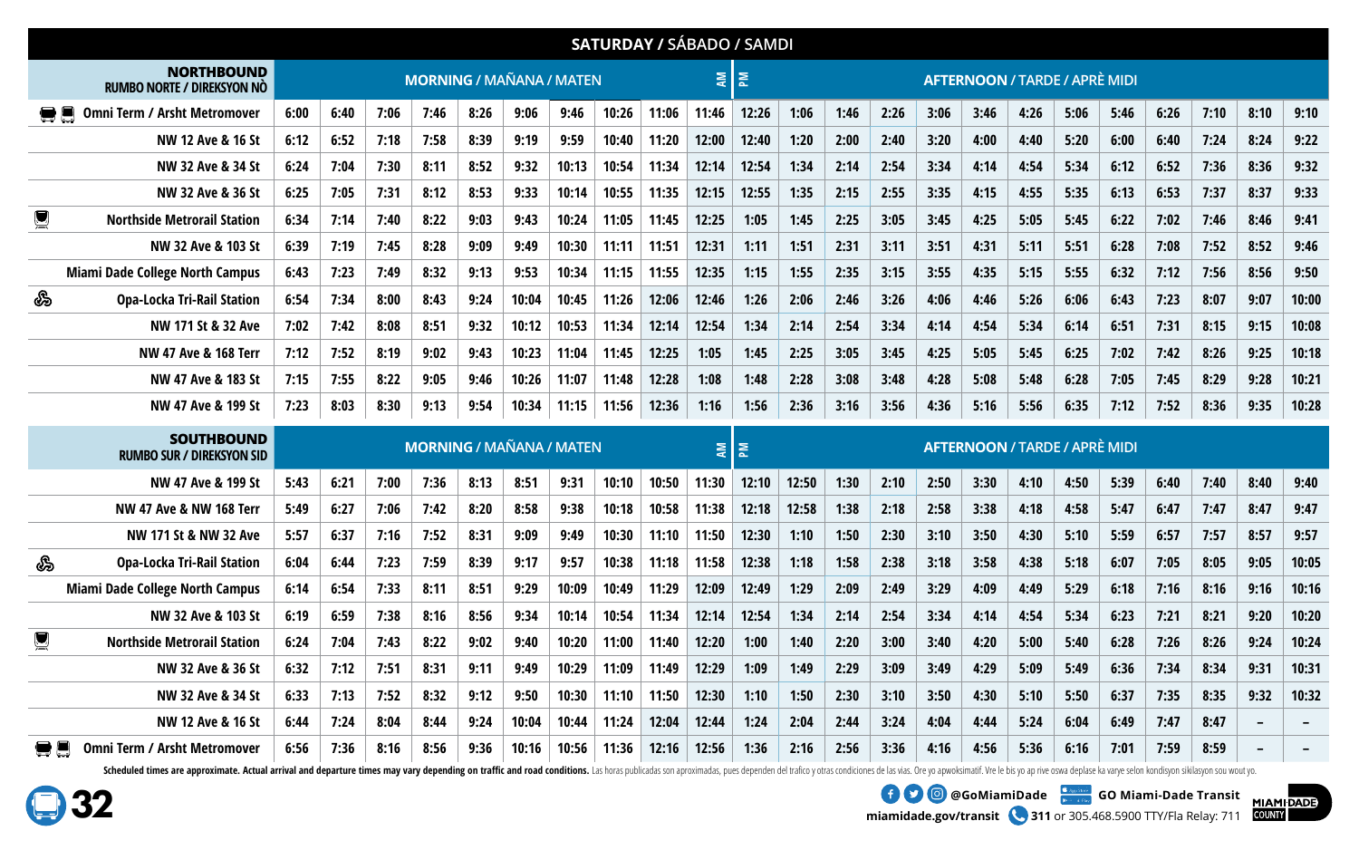## SATURDAY / SÁBADO / SAMDI

| NORTHBOUND RUMBO NORTE / DIREKSYON NÒ | MORNING / MAÑANA / MATEN AM | | | | | | | | | | PM AFTERNOON / TARDE / APRÈ MIDI | | | | | | | | | | | | | |
|---|---|---|---|---|---|---|---|---|---|---|---|---|---|---|---|---|---|---|---|---|---|---|---|---|
| Omni Term / Arsht Metromover | 6:00 | 6:40 | 7:06 | 7:46 | 8:26 | 9:06 | 9:46 | 10:26 | 11:06 | 11:46 | 12:26 | 1:06 | 1:46 | 2:26 | 3:06 | 3:46 | 4:26 | 5:06 | 5:46 | 6:26 | 7:10 | 8:10 | 9:10 |
| NW 12 Ave & 16 St | 6:12 | 6:52 | 7:18 | 7:58 | 8:39 | 9:19 | 9:59 | 10:40 | 11:20 | 12:00 | 12:40 | 1:20 | 2:00 | 2:40 | 3:20 | 4:00 | 4:40 | 5:20 | 6:00 | 6:40 | 7:24 | 8:24 | 9:22 |
| NW 32 Ave & 34 St | 6:24 | 7:04 | 7:30 | 8:11 | 8:52 | 9:32 | 10:13 | 10:54 | 11:34 | 12:14 | 12:54 | 1:34 | 2:14 | 2:54 | 3:34 | 4:14 | 4:54 | 5:34 | 6:12 | 6:52 | 7:36 | 8:36 | 9:32 |
| NW 32 Ave & 36 St | 6:25 | 7:05 | 7:31 | 8:12 | 8:53 | 9:33 | 10:14 | 10:55 | 11:35 | 12:15 | 12:55 | 1:35 | 2:15 | 2:55 | 3:35 | 4:15 | 4:55 | 5:35 | 6:13 | 6:53 | 7:37 | 8:37 | 9:33 |
| Northside Metrorail Station | 6:34 | 7:14 | 7:40 | 8:22 | 9:03 | 9:43 | 10:24 | 11:05 | 11:45 | 12:25 | 1:05 | 1:45 | 2:25 | 3:05 | 3:45 | 4:25 | 5:05 | 5:45 | 6:22 | 7:02 | 7:46 | 8:46 | 9:41 |
| NW 32 Ave & 103 St | 6:39 | 7:19 | 7:45 | 8:28 | 9:09 | 9:49 | 10:30 | 11:11 | 11:51 | 12:31 | 1:11 | 1:51 | 2:31 | 3:11 | 3:51 | 4:31 | 5:11 | 5:51 | 6:28 | 7:08 | 7:52 | 8:52 | 9:46 |
| Miami Dade College North Campus | 6:43 | 7:23 | 7:49 | 8:32 | 9:13 | 9:53 | 10:34 | 11:15 | 11:55 | 12:35 | 1:15 | 1:55 | 2:35 | 3:15 | 3:55 | 4:35 | 5:15 | 5:55 | 6:32 | 7:12 | 7:56 | 8:56 | 9:50 |
| Opa-Locka Tri-Rail Station | 6:54 | 7:34 | 8:00 | 8:43 | 9:24 | 10:04 | 10:45 | 11:26 | 12:06 | 12:46 | 1:26 | 2:06 | 2:46 | 3:26 | 4:06 | 4:46 | 5:26 | 6:06 | 6:43 | 7:23 | 8:07 | 9:07 | 10:00 |
| NW 171 St & 32 Ave | 7:02 | 7:42 | 8:08 | 8:51 | 9:32 | 10:12 | 10:53 | 11:34 | 12:14 | 12:54 | 1:34 | 2:14 | 2:54 | 3:34 | 4:14 | 4:54 | 5:34 | 6:14 | 6:51 | 7:31 | 8:15 | 9:15 | 10:08 |
| NW 47 Ave & 168 Terr | 7:12 | 7:52 | 8:19 | 9:02 | 9:43 | 10:23 | 11:04 | 11:45 | 12:25 | 1:05 | 1:45 | 2:25 | 3:05 | 3:45 | 4:25 | 5:05 | 5:45 | 6:25 | 7:02 | 7:42 | 8:26 | 9:25 | 10:18 |
| NW 47 Ave & 183 St | 7:15 | 7:55 | 8:22 | 9:05 | 9:46 | 10:26 | 11:07 | 11:48 | 12:28 | 1:08 | 1:48 | 2:28 | 3:08 | 3:48 | 4:28 | 5:08 | 5:48 | 6:28 | 7:05 | 7:45 | 8:29 | 9:28 | 10:21 |
| NW 47 Ave & 199 St | 7:23 | 8:03 | 8:30 | 9:13 | 9:54 | 10:34 | 11:15 | 11:56 | 12:36 | 1:16 | 1:56 | 2:36 | 3:16 | 3:56 | 4:36 | 5:16 | 5:56 | 6:35 | 7:12 | 7:52 | 8:36 | 9:35 | 10:28 |

| SOUTHBOUND RUMBO SUR / DIREKSYON SID | MORNING / MAÑANA / MATEN AM | | | | | | | | | | PM AFTERNOON / TARDE / APRÈ MIDI | | | | | | | | | | | | | |
|---|---|---|---|---|---|---|---|---|---|---|---|---|---|---|---|---|---|---|---|---|---|---|---|---|
| NW 47 Ave & 199 St | 5:43 | 6:21 | 7:00 | 7:36 | 8:13 | 8:51 | 9:31 | 10:10 | 10:50 | 11:30 | 12:10 | 12:50 | 1:30 | 2:10 | 2:50 | 3:30 | 4:10 | 4:50 | 5:39 | 6:40 | 7:40 | 8:40 | 9:40 |
| NW 47 Ave & NW 168 Terr | 5:49 | 6:27 | 7:06 | 7:42 | 8:20 | 8:58 | 9:38 | 10:18 | 10:58 | 11:38 | 12:18 | 12:58 | 1:38 | 2:18 | 2:58 | 3:38 | 4:18 | 4:58 | 5:47 | 6:47 | 7:47 | 8:47 | 9:47 |
| NW 171 St & NW 32 Ave | 5:57 | 6:37 | 7:16 | 7:52 | 8:31 | 9:09 | 9:49 | 10:30 | 11:10 | 11:50 | 12:30 | 1:10 | 1:50 | 2:30 | 3:10 | 3:50 | 4:30 | 5:10 | 5:59 | 6:57 | 7:57 | 8:57 | 9:57 |
| Opa-Locka Tri-Rail Station | 6:04 | 6:44 | 7:23 | 7:59 | 8:39 | 9:17 | 9:57 | 10:38 | 11:18 | 11:58 | 12:38 | 1:18 | 1:58 | 2:38 | 3:18 | 3:58 | 4:38 | 5:18 | 6:07 | 7:05 | 8:05 | 9:05 | 10:05 |
| Miami Dade College North Campus | 6:14 | 6:54 | 7:33 | 8:11 | 8:51 | 9:29 | 10:09 | 10:49 | 11:29 | 12:09 | 12:49 | 1:29 | 2:09 | 2:49 | 3:29 | 4:09 | 4:49 | 5:29 | 6:18 | 7:16 | 8:16 | 9:16 | 10:16 |
| NW 32 Ave & 103 St | 6:19 | 6:59 | 7:38 | 8:16 | 8:56 | 9:34 | 10:14 | 10:54 | 11:34 | 12:14 | 12:54 | 1:34 | 2:14 | 2:54 | 3:34 | 4:14 | 4:54 | 5:34 | 6:23 | 7:21 | 8:21 | 9:20 | 10:20 |
| Northside Metrorail Station | 6:24 | 7:04 | 7:43 | 8:22 | 9:02 | 9:40 | 10:20 | 11:00 | 11:40 | 12:20 | 1:00 | 1:40 | 2:20 | 3:00 | 3:40 | 4:20 | 5:00 | 5:40 | 6:28 | 7:26 | 8:26 | 9:24 | 10:24 |
| NW 32 Ave & 36 St | 6:32 | 7:12 | 7:51 | 8:31 | 9:11 | 9:49 | 10:29 | 11:09 | 11:49 | 12:29 | 1:09 | 1:49 | 2:29 | 3:09 | 3:49 | 4:29 | 5:09 | 5:49 | 6:36 | 7:34 | 8:34 | 9:31 | 10:31 |
| NW 32 Ave & 34 St | 6:33 | 7:13 | 7:52 | 8:32 | 9:12 | 9:50 | 10:30 | 11:10 | 11:50 | 12:30 | 1:10 | 1:50 | 2:30 | 3:10 | 3:50 | 4:30 | 5:10 | 5:50 | 6:37 | 7:35 | 8:35 | 9:32 | 10:32 |
| NW 12 Ave & 16 St | 6:44 | 7:24 | 8:04 | 8:44 | 9:24 | 10:04 | 10:44 | 11:24 | 12:04 | 12:44 | 1:24 | 2:04 | 2:44 | 3:24 | 4:04 | 4:44 | 5:24 | 6:04 | 6:49 | 7:47 | 8:47 | – | – |
| Omni Term / Arsht Metromover | 6:56 | 7:36 | 8:16 | 8:56 | 9:36 | 10:16 | 10:56 | 11:36 | 12:16 | 12:56 | 1:36 | 2:16 | 2:56 | 3:36 | 4:16 | 4:56 | 5:36 | 6:16 | 7:01 | 7:59 | 8:59 | – | – |

**Scheduled times are approximate. Actual arrival and departure times may vary depending on traffic and road conditions.** Las horas publicadas son aproximadas, pues dependen del trafico y otras condiciones de las vías. Ore yo apwoksimatif. Vre lè bis yo ap rive oswa deplase ka varye selon kondisyon sikilasyon sou wout yo.

**32**

@GoMiamiDade GO Miami-Dade Transit

miamidade.gov/transit 311 or 305.468.5900 TTY/Fla Relay: 711

MIAMI-DADE COUNTY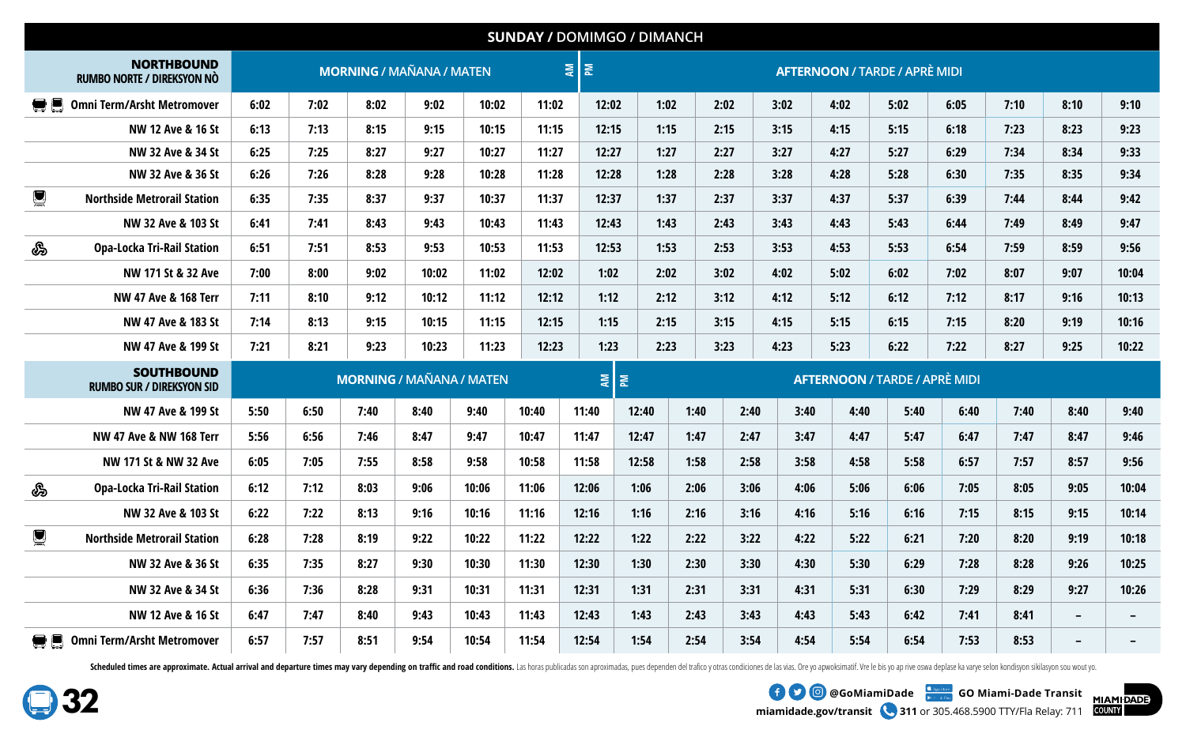## SUNDAY / DOMIMGO / DIMANCH

| NORTHBOUND RUMBO NORTE / DIREKSYON NÒ | MORNING / MAÑANA / MATEN AM | | | | | | PM AFTERNOON / TARDE / APRÈ MIDI | | | | | | | | | |
|---|---|---|---|---|---|---|---|---|---|---|---|---|---|---|---|---|
| Omni Term/Arsht Metromover | 6:02 | 7:02 | 8:02 | 9:02 | 10:02 | 11:02 | 12:02 | 1:02 | 2:02 | 3:02 | 4:02 | 5:02 | 6:05 | 7:10 | 8:10 | 9:10 |
| NW 12 Ave & 16 St | 6:13 | 7:13 | 8:15 | 9:15 | 10:15 | 11:15 | 12:15 | 1:15 | 2:15 | 3:15 | 4:15 | 5:15 | 6:18 | 7:23 | 8:23 | 9:23 |
| NW 32 Ave & 34 St | 6:25 | 7:25 | 8:27 | 9:27 | 10:27 | 11:27 | 12:27 | 1:27 | 2:27 | 3:27 | 4:27 | 5:27 | 6:29 | 7:34 | 8:34 | 9:33 |
| NW 32 Ave & 36 St | 6:26 | 7:26 | 8:28 | 9:28 | 10:28 | 11:28 | 12:28 | 1:28 | 2:28 | 3:28 | 4:28 | 5:28 | 6:30 | 7:35 | 8:35 | 9:34 |
| Northside Metrorail Station | 6:35 | 7:35 | 8:37 | 9:37 | 10:37 | 11:37 | 12:37 | 1:37 | 2:37 | 3:37 | 4:37 | 5:37 | 6:39 | 7:44 | 8:44 | 9:42 |
| NW 32 Ave & 103 St | 6:41 | 7:41 | 8:43 | 9:43 | 10:43 | 11:43 | 12:43 | 1:43 | 2:43 | 3:43 | 4:43 | 5:43 | 6:44 | 7:49 | 8:49 | 9:47 |
| Opa-Locka Tri-Rail Station | 6:51 | 7:51 | 8:53 | 9:53 | 10:53 | 11:53 | 12:53 | 1:53 | 2:53 | 3:53 | 4:53 | 5:53 | 6:54 | 7:59 | 8:59 | 9:56 |
| NW 171 St & 32 Ave | 7:00 | 8:00 | 9:02 | 10:02 | 11:02 | 12:02 | 1:02 | 2:02 | 3:02 | 4:02 | 5:02 | 6:02 | 7:02 | 8:07 | 9:07 | 10:04 |
| NW 47 Ave & 168 Terr | 7:11 | 8:10 | 9:12 | 10:12 | 11:12 | 12:12 | 1:12 | 2:12 | 3:12 | 4:12 | 5:12 | 6:12 | 7:12 | 8:17 | 9:16 | 10:13 |
| NW 47 Ave & 183 St | 7:14 | 8:13 | 9:15 | 10:15 | 11:15 | 12:15 | 1:15 | 2:15 | 3:15 | 4:15 | 5:15 | 6:15 | 7:15 | 8:20 | 9:19 | 10:16 |
| NW 47 Ave & 199 St | 7:21 | 8:21 | 9:23 | 10:23 | 11:23 | 12:23 | 1:23 | 2:23 | 3:23 | 4:23 | 5:23 | 6:22 | 7:22 | 8:27 | 9:25 | 10:22 |

| SOUTHBOUND RUMBO SUR / DIREKSYON SID | MORNING / MAÑANA / MATEN AM | | | | | | | PM AFTERNOON / TARDE / APRÈ MIDI | | | | | | | | | |
|---|---|---|---|---|---|---|---|---|---|---|---|---|---|---|---|---|---|
| NW 47 Ave & 199 St | 5:50 | 6:50 | 7:40 | 8:40 | 9:40 | 10:40 | 11:40 | 12:40 | 1:40 | 2:40 | 3:40 | 4:40 | 5:40 | 6:40 | 7:40 | 8:40 | 9:40 |
| NW 47 Ave & NW 168 Terr | 5:56 | 6:56 | 7:46 | 8:47 | 9:47 | 10:47 | 11:47 | 12:47 | 1:47 | 2:47 | 3:47 | 4:47 | 5:47 | 6:47 | 7:47 | 8:47 | 9:46 |
| NW 171 St & NW 32 Ave | 6:05 | 7:05 | 7:55 | 8:58 | 9:58 | 10:58 | 11:58 | 12:58 | 1:58 | 2:58 | 3:58 | 4:58 | 5:58 | 6:57 | 7:57 | 8:57 | 9:56 |
| Opa-Locka Tri-Rail Station | 6:12 | 7:12 | 8:03 | 9:06 | 10:06 | 11:06 | 12:06 | 1:06 | 2:06 | 3:06 | 4:06 | 5:06 | 6:06 | 7:05 | 8:05 | 9:05 | 10:04 |
| NW 32 Ave & 103 St | 6:22 | 7:22 | 8:13 | 9:16 | 10:16 | 11:16 | 12:16 | 1:16 | 2:16 | 3:16 | 4:16 | 5:16 | 6:16 | 7:15 | 8:15 | 9:15 | 10:14 |
| Northside Metrorail Station | 6:28 | 7:28 | 8:19 | 9:22 | 10:22 | 11:22 | 12:22 | 1:22 | 2:22 | 3:22 | 4:22 | 5:22 | 6:21 | 7:20 | 8:20 | 9:19 | 10:18 |
| NW 32 Ave & 36 St | 6:35 | 7:35 | 8:27 | 9:30 | 10:30 | 11:30 | 12:30 | 1:30 | 2:30 | 3:30 | 4:30 | 5:30 | 6:29 | 7:28 | 8:28 | 9:26 | 10:25 |
| NW 32 Ave & 34 St | 6:36 | 7:36 | 8:28 | 9:31 | 10:31 | 11:31 | 12:31 | 1:31 | 2:31 | 3:31 | 4:31 | 5:31 | 6:30 | 7:29 | 8:29 | 9:27 | 10:26 |
| NW 12 Ave & 16 St | 6:47 | 7:47 | 8:40 | 9:43 | 10:43 | 11:43 | 12:43 | 1:43 | 2:43 | 3:43 | 4:43 | 5:43 | 6:42 | 7:41 | 8:41 | – | – |
| Omni Term/Arsht Metromover | 6:57 | 7:57 | 8:51 | 9:54 | 10:54 | 11:54 | 12:54 | 1:54 | 2:54 | 3:54 | 4:54 | 5:54 | 6:54 | 7:53 | 8:53 | – | – |

**Scheduled times are approximate. Actual arrival and departure times may vary depending on traffic and road conditions.** Las horas publicadas son aproximadas, pues dependen del trafico y otras condiciones de las vías. Ore yo apwoksimatif. Vre le bis yo ap rive oswa deplase ka varye selon kondisyon sikilasyon sou wout yo.

32

@GoMiamiDade GO Miami-Dade Transit

miamidade.gov/transit 311 or 305.468.5900 TTY/Fla Relay: 711

MIAMI-DADE COUNTY